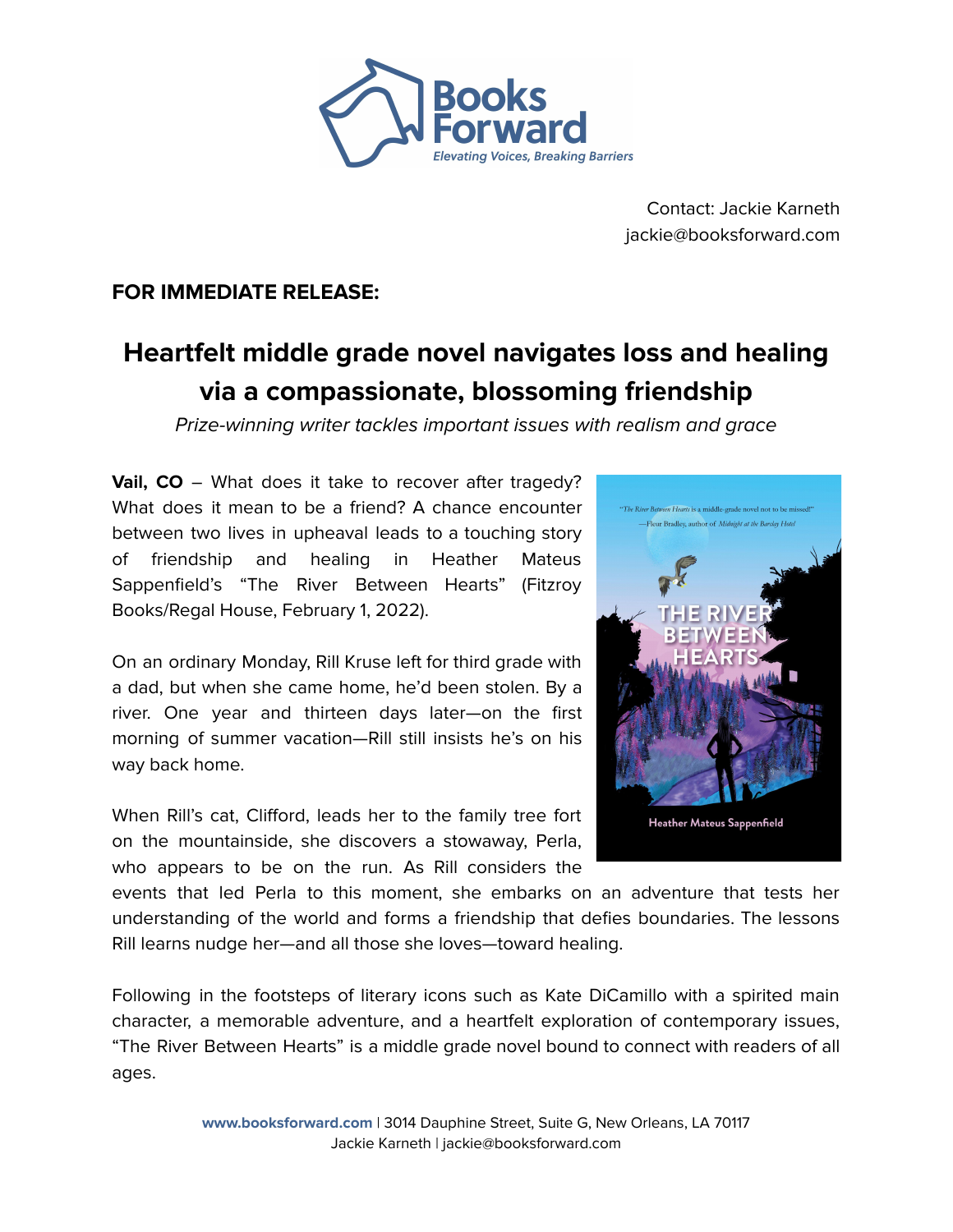Books Forward
*Elevating Voices, Breaking Barriers*

Contact: Jackie Karneth
jackie@booksforward.com

**FOR IMMEDIATE RELEASE:**

## Heartfelt middle grade novel navigates loss and healing via a compassionate, blossoming friendship

*Prize-winning writer tackles important issues with realism and grace*

**Vail, CO** – What does it take to recover after tragedy? What does it mean to be a friend? A chance encounter between two lives in upheaval leads to a touching story of friendship and healing in Heather Mateus Sappenfield's "The River Between Hearts" (Fitzroy Books/Regal House, February 1, 2022).

On an ordinary Monday, Rill Kruse left for third grade with a dad, but when she came home, he'd been stolen. By a river. One year and thirteen days later—on the first morning of summer vacation—Rill still insists he's on his way back home.

When Rill's cat, Clifford, leads her to the family tree fort on the mountainside, she discovers a stowaway, Perla, who appears to be on the run. As Rill considers the events that led Perla to this moment, she embarks on an adventure that tests her understanding of the world and forms a friendship that defies boundaries. The lessons Rill learns nudge her—and all those she loves—toward healing.

Following in the footsteps of literary icons such as Kate DiCamillo with a spirited main character, a memorable adventure, and a heartfelt exploration of contemporary issues, "The River Between Hearts" is a middle grade novel bound to connect with readers of all ages.

www.booksforward.com | 3014 Dauphine Street, Suite G, New Orleans, LA 70117
Jackie Karneth | jackie@booksforward.com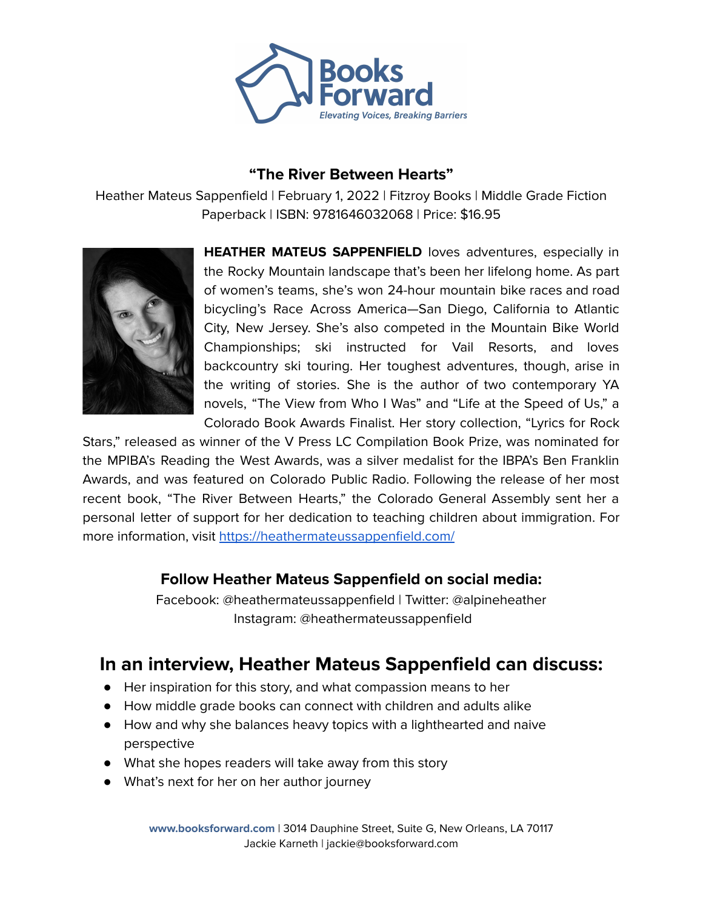Books Forward

*Elevating Voices, Breaking Barriers*

### "The River Between Hearts"

Heather Mateus Sappenfield | February 1, 2022 | Fitzroy Books | Middle Grade Fiction
Paperback | ISBN: 9781646032068 | Price: $16.95

**HEATHER MATEUS SAPPENFIELD** loves adventures, especially in the Rocky Mountain landscape that's been her lifelong home. As part of women's teams, she's won 24-hour mountain bike races and road bicycling's Race Across America—San Diego, California to Atlantic City, New Jersey. She's also competed in the Mountain Bike World Championships; ski instructed for Vail Resorts, and loves backcountry ski touring. Her toughest adventures, though, arise in the writing of stories. She is the author of two contemporary YA novels, "The View from Who I Was" and "Life at the Speed of Us," a Colorado Book Awards Finalist. Her story collection, "Lyrics for Rock Stars," released as winner of the V Press LC Compilation Book Prize, was nominated for the MPIBA's Reading the West Awards, was a silver medalist for the IBPA's Ben Franklin Awards, and was featured on Colorado Public Radio. Following the release of her most recent book, "The River Between Hearts," the Colorado General Assembly sent her a personal letter of support for her dedication to teaching children about immigration. For more information, visit https://heathermateussappenfield.com/

### Follow Heather Mateus Sappenfield on social media:

Facebook: @heathermateussappenfield | Twitter: @alpineheather
Instagram: @heathermateussappenfield

## In an interview, Heather Mateus Sappenfield can discuss:

- Her inspiration for this story, and what compassion means to her
- How middle grade books can connect with children and adults alike
- How and why she balances heavy topics with a lighthearted and naive perspective
- What she hopes readers will take away from this story
- What's next for her on her author journey

**www.booksforward.com** | 3014 Dauphine Street, Suite G, New Orleans, LA 70117
Jackie Karneth | jackie@booksforward.com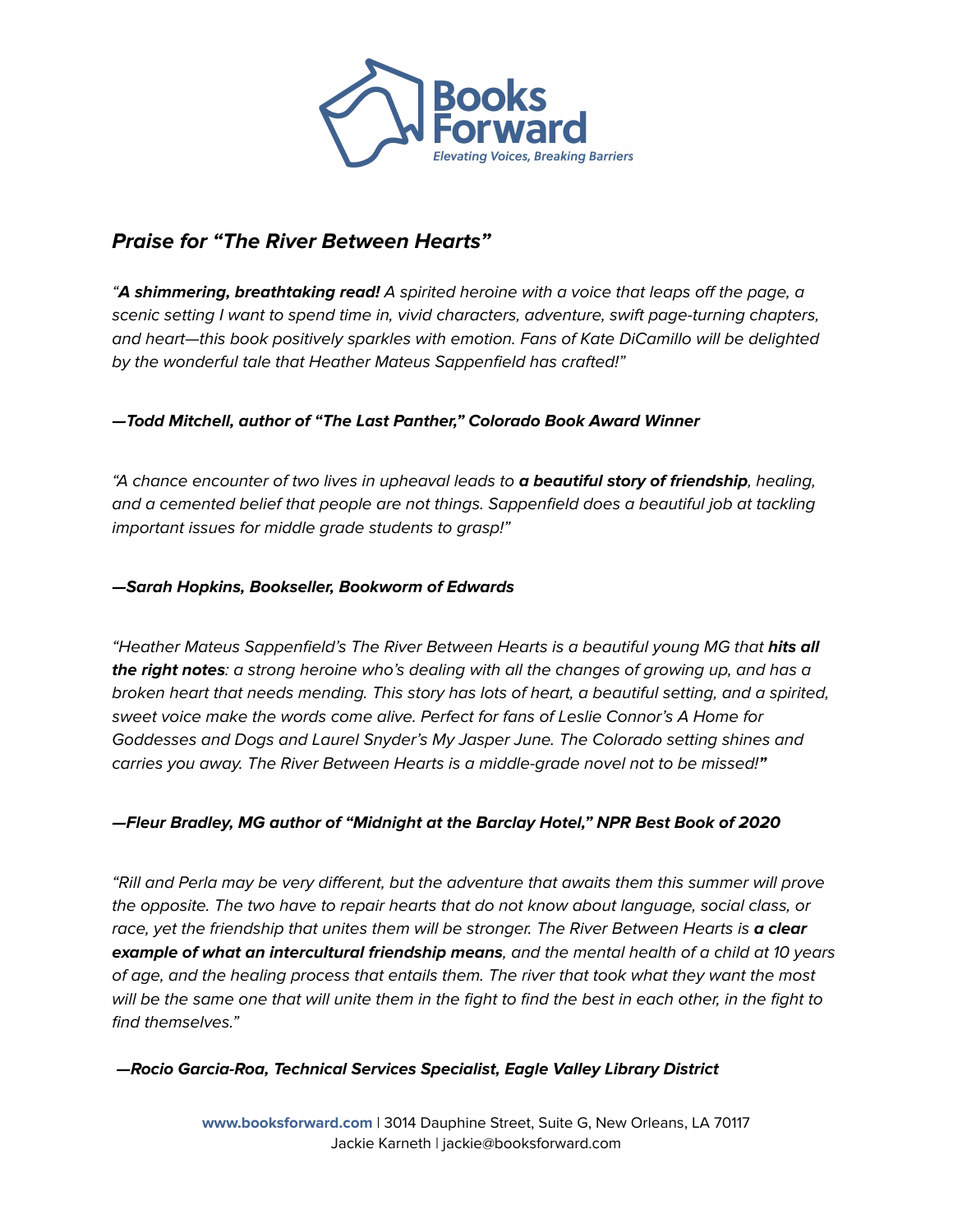## *Praise for "The River Between Hearts"*

*"**A shimmering, breathtaking read!** A spirited heroine with a voice that leaps off the page, a scenic setting I want to spend time in, vivid characters, adventure, swift page-turning chapters, and heart—this book positively sparkles with emotion. Fans of Kate DiCamillo will be delighted by the wonderful tale that Heather Mateus Sappenfield has crafted!"*

***—Todd Mitchell, author of "The Last Panther," Colorado Book Award Winner***

*"A chance encounter of two lives in upheaval leads to **a beautiful story of friendship**, healing, and a cemented belief that people are not things. Sappenfield does a beautiful job at tackling important issues for middle grade students to grasp!"*

***—Sarah Hopkins, Bookseller, Bookworm of Edwards***

*"Heather Mateus Sappenfield's The River Between Hearts is a beautiful young MG that **hits all the right notes**: a strong heroine who's dealing with all the changes of growing up, and has a broken heart that needs mending. This story has lots of heart, a beautiful setting, and a spirited, sweet voice make the words come alive. Perfect for fans of Leslie Connor's A Home for Goddesses and Dogs and Laurel Snyder's My Jasper June. The Colorado setting shines and carries you away. The River Between Hearts is a middle-grade novel not to be missed!"*

***—Fleur Bradley, MG author of "Midnight at the Barclay Hotel," NPR Best Book of 2020***

*"Rill and Perla may be very different, but the adventure that awaits them this summer will prove the opposite. The two have to repair hearts that do not know about language, social class, or race, yet the friendship that unites them will be stronger. The River Between Hearts is **a clear example of what an intercultural friendship means**, and the mental health of a child at 10 years of age, and the healing process that entails them. The river that took what they want the most will be the same one that will unite them in the fight to find the best in each other, in the fight to find themselves."*

***—Rocio Garcia-Roa, Technical Services Specialist, Eagle Valley Library District***

**www.booksforward.com** | 3014 Dauphine Street, Suite G, New Orleans, LA 70117
Jackie Karneth | jackie@booksforward.com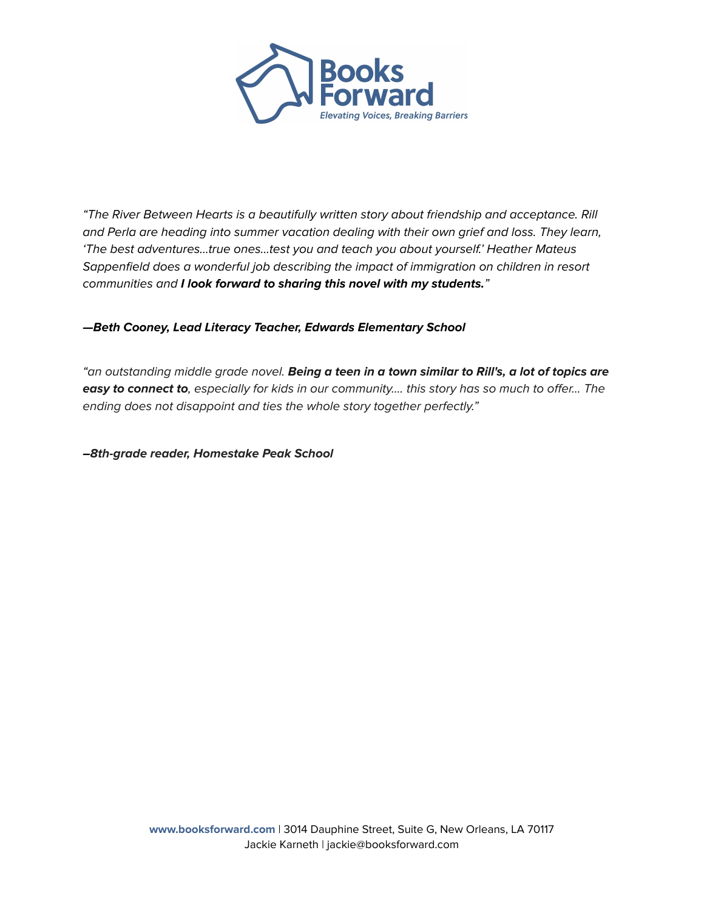*"The River Between Hearts is a beautifully written story about friendship and acceptance. Rill and Perla are heading into summer vacation dealing with their own grief and loss. They learn, 'The best adventures…true ones…test you and teach you about yourself.' Heather Mateus Sappenfield does a wonderful job describing the impact of immigration on children in resort communities and* ***I look forward to sharing this novel with my students.****"*

***—Beth Cooney, Lead Literacy Teacher, Edwards Elementary School***

*"an outstanding middle grade novel.* ***Being a teen in a town similar to Rill's, a lot of topics are easy to connect to****, especially for kids in our community…. this story has so much to offer… The ending does not disappoint and ties the whole story together perfectly."*

***–8th-grade reader, Homestake Peak School***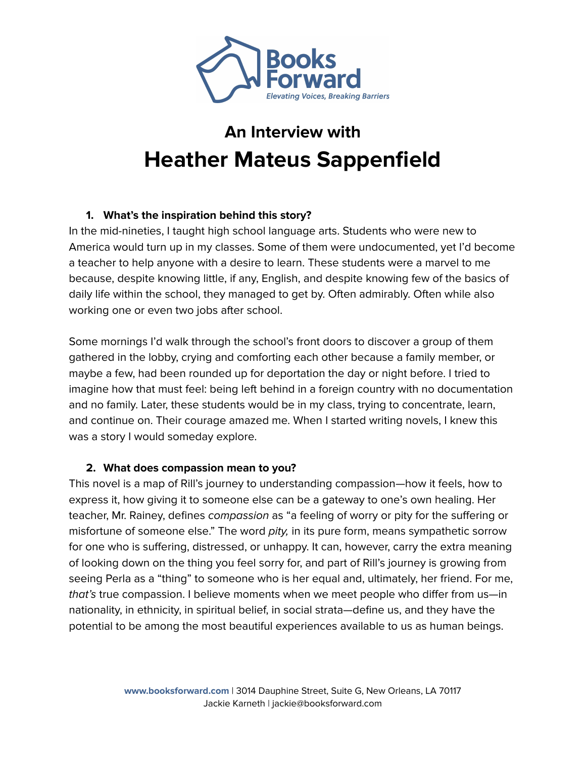Books Forward

*Elevating Voices, Breaking Barriers*

## An Interview with

# Heather Mateus Sappenfield

1. **What's the inspiration behind this story?**

In the mid-nineties, I taught high school language arts. Students who were new to America would turn up in my classes. Some of them were undocumented, yet I'd become a teacher to help anyone with a desire to learn. These students were a marvel to me because, despite knowing little, if any, English, and despite knowing few of the basics of daily life within the school, they managed to get by. Often admirably. Often while also working one or even two jobs after school.

Some mornings I'd walk through the school's front doors to discover a group of them gathered in the lobby, crying and comforting each other because a family member, or maybe a few, had been rounded up for deportation the day or night before. I tried to imagine how that must feel: being left behind in a foreign country with no documentation and no family. Later, these students would be in my class, trying to concentrate, learn, and continue on. Their courage amazed me. When I started writing novels, I knew this was a story I would someday explore.

2. **What does compassion mean to you?**

This novel is a map of Rill's journey to understanding compassion—how it feels, how to express it, how giving it to someone else can be a gateway to one's own healing. Her teacher, Mr. Rainey, defines *compassion* as "a feeling of worry or pity for the suffering or misfortune of someone else." The word *pity,* in its pure form, means sympathetic sorrow for one who is suffering, distressed, or unhappy. It can, however, carry the extra meaning of looking down on the thing you feel sorry for, and part of Rill's journey is growing from seeing Perla as a "thing" to someone who is her equal and, ultimately, her friend. For me, *that's* true compassion. I believe moments when we meet people who differ from us—in nationality, in ethnicity, in spiritual belief, in social strata—define us, and they have the potential to be among the most beautiful experiences available to us as human beings.

**www.booksforward.com** | 3014 Dauphine Street, Suite G, New Orleans, LA 70117
Jackie Karneth | jackie@booksforward.com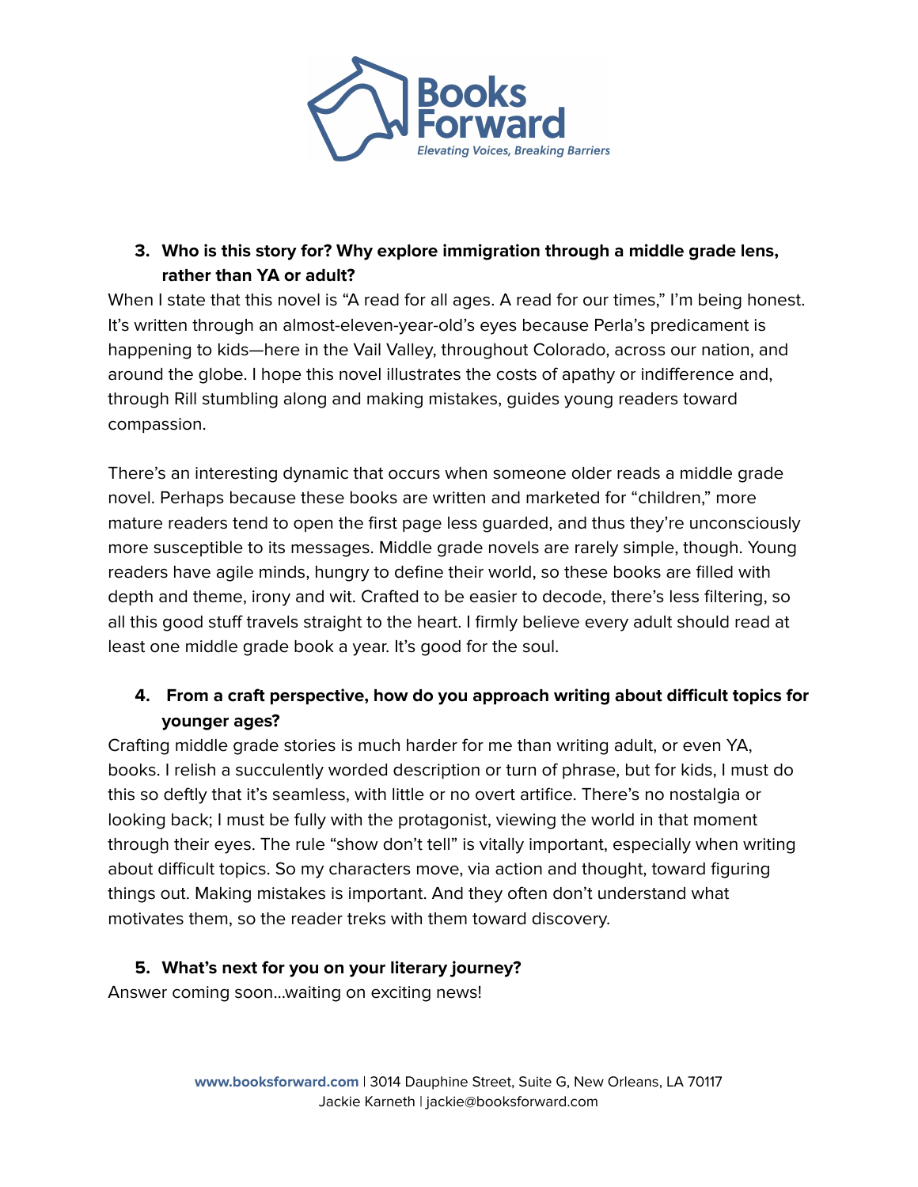3. **Who is this story for? Why explore immigration through a middle grade lens, rather than YA or adult?**

When I state that this novel is "A read for all ages. A read for our times," I'm being honest. It's written through an almost-eleven-year-old's eyes because Perla's predicament is happening to kids—here in the Vail Valley, throughout Colorado, across our nation, and around the globe. I hope this novel illustrates the costs of apathy or indifference and, through Rill stumbling along and making mistakes, guides young readers toward compassion.

There's an interesting dynamic that occurs when someone older reads a middle grade novel. Perhaps because these books are written and marketed for "children," more mature readers tend to open the first page less guarded, and thus they're unconsciously more susceptible to its messages. Middle grade novels are rarely simple, though. Young readers have agile minds, hungry to define their world, so these books are filled with depth and theme, irony and wit. Crafted to be easier to decode, there's less filtering, so all this good stuff travels straight to the heart. I firmly believe every adult should read at least one middle grade book a year. It's good for the soul.

4. **From a craft perspective, how do you approach writing about difficult topics for younger ages?**

Crafting middle grade stories is much harder for me than writing adult, or even YA, books. I relish a succulently worded description or turn of phrase, but for kids, I must do this so deftly that it's seamless, with little or no overt artifice. There's no nostalgia or looking back; I must be fully with the protagonist, viewing the world in that moment through their eyes. The rule "show don't tell" is vitally important, especially when writing about difficult topics. So my characters move, via action and thought, toward figuring things out. Making mistakes is important. And they often don't understand what motivates them, so the reader treks with them toward discovery.

5. **What's next for you on your literary journey?**

Answer coming soon...waiting on exciting news!